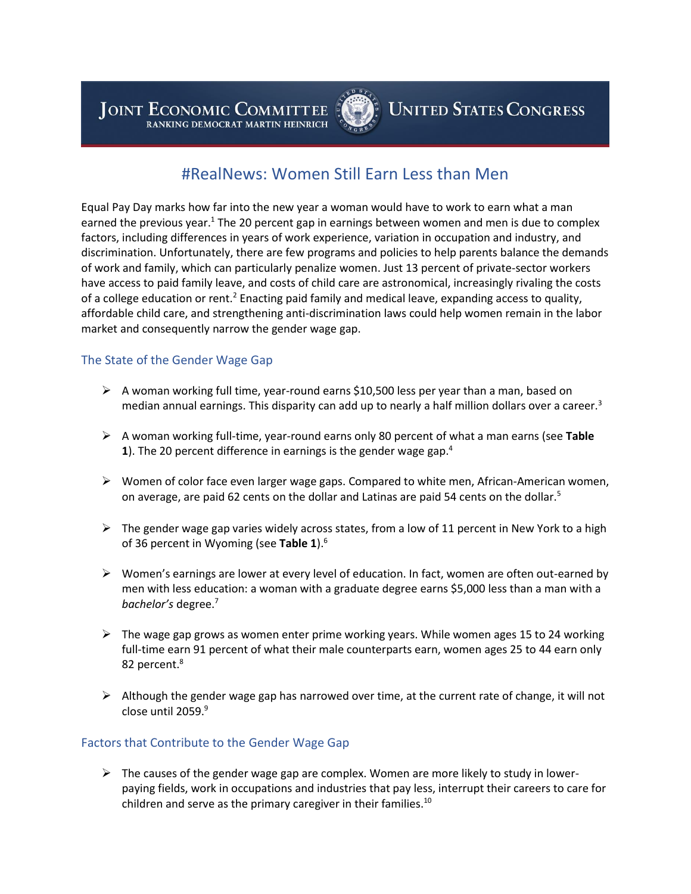JOINT ECONOMIC COMMITTEE
RANKING DEMOCRAT MARTIN HEINRICH

UNITED STATES CONGRESS

# #RealNews: Women Still Earn Less than Men

Equal Pay Day marks how far into the new year a woman would have to work to earn what a man earned the previous year.[1] The 20 percent gap in earnings between women and men is due to complex factors, including differences in years of work experience, variation in occupation and industry, and discrimination. Unfortunately, there are few programs and policies to help parents balance the demands of work and family, which can particularly penalize women. Just 13 percent of private-sector workers have access to paid family leave, and costs of child care are astronomical, increasingly rivaling the costs of a college education or rent.[2] Enacting paid family and medical leave, expanding access to quality, affordable child care, and strengthening anti-discrimination laws could help women remain in the labor market and consequently narrow the gender wage gap.

## The State of the Gender Wage Gap

- A woman working full time, year-round earns $10,500 less per year than a man, based on median annual earnings. This disparity can add up to nearly a half million dollars over a career.[3]

- A woman working full-time, year-round earns only 80 percent of what a man earns (see **Table 1**). The 20 percent difference in earnings is the gender wage gap.[4]

- Women of color face even larger wage gaps. Compared to white men, African-American women, on average, are paid 62 cents on the dollar and Latinas are paid 54 cents on the dollar.[5]

- The gender wage gap varies widely across states, from a low of 11 percent in New York to a high of 36 percent in Wyoming (see **Table 1**).[6]

- Women's earnings are lower at every level of education. In fact, women are often out-earned by men with less education: a woman with a graduate degree earns $5,000 less than a man with a *bachelor's* degree.[7]

- The wage gap grows as women enter prime working years. While women ages 15 to 24 working full-time earn 91 percent of what their male counterparts earn, women ages 25 to 44 earn only 82 percent.[8]

- Although the gender wage gap has narrowed over time, at the current rate of change, it will not close until 2059.[9]

## Factors that Contribute to the Gender Wage Gap

- The causes of the gender wage gap are complex. Women are more likely to study in lower-paying fields, work in occupations and industries that pay less, interrupt their careers to care for children and serve as the primary caregiver in their families.[10]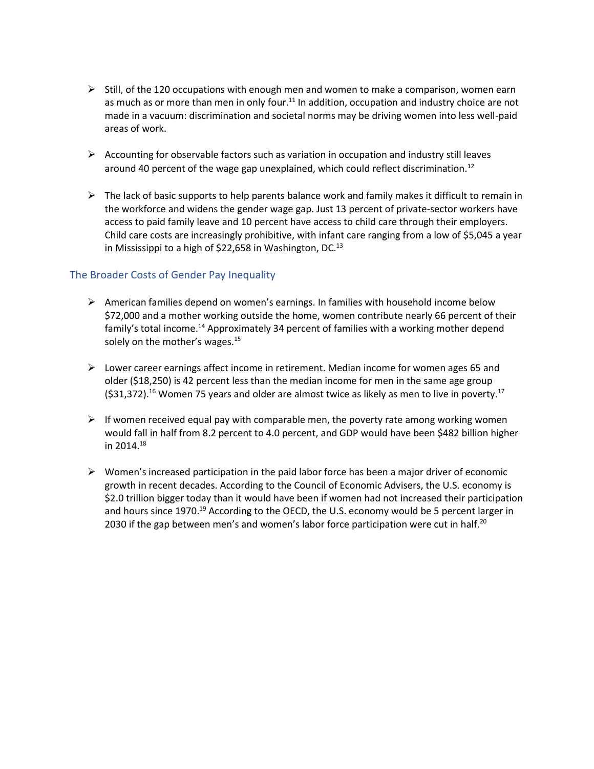- Still, of the 120 occupations with enough men and women to make a comparison, women earn as much as or more than men in only four.[11] In addition, occupation and industry choice are not made in a vacuum: discrimination and societal norms may be driving women into less well-paid areas of work.

- Accounting for observable factors such as variation in occupation and industry still leaves around 40 percent of the wage gap unexplained, which could reflect discrimination.[12]

- The lack of basic supports to help parents balance work and family makes it difficult to remain in the workforce and widens the gender wage gap. Just 13 percent of private-sector workers have access to paid family leave and 10 percent have access to child care through their employers. Child care costs are increasingly prohibitive, with infant care ranging from a low of $5,045 a year in Mississippi to a high of $22,658 in Washington, DC.[13]

## The Broader Costs of Gender Pay Inequality

- American families depend on women's earnings. In families with household income below $72,000 and a mother working outside the home, women contribute nearly 66 percent of their family's total income.[14] Approximately 34 percent of families with a working mother depend solely on the mother's wages.[15]

- Lower career earnings affect income in retirement. Median income for women ages 65 and older ($18,250) is 42 percent less than the median income for men in the same age group ($31,372).[16] Women 75 years and older are almost twice as likely as men to live in poverty.[17]

- If women received equal pay with comparable men, the poverty rate among working women would fall in half from 8.2 percent to 4.0 percent, and GDP would have been $482 billion higher in 2014.[18]

- Women's increased participation in the paid labor force has been a major driver of economic growth in recent decades. According to the Council of Economic Advisers, the U.S. economy is $2.0 trillion bigger today than it would have been if women had not increased their participation and hours since 1970.[19] According to the OECD, the U.S. economy would be 5 percent larger in 2030 if the gap between men's and women's labor force participation were cut in half.[20]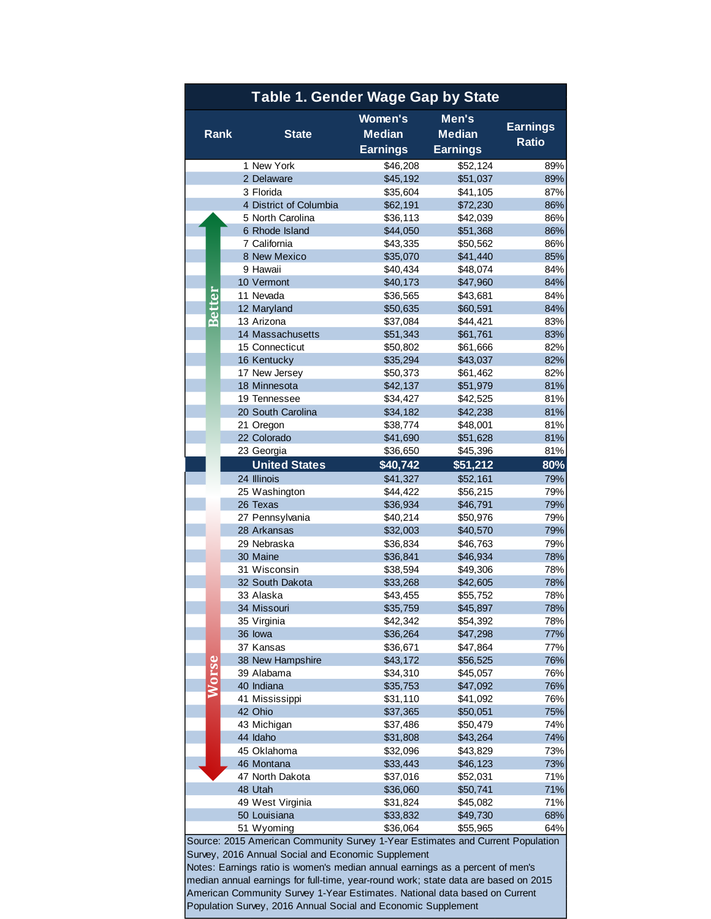# Table 1. Gender Wage Gap by State

| Rank | State | Women's Median Earnings | Men's Median Earnings | Earnings Ratio |
|---|---|---|---|---|
| 1 | New York | $46,208 | $52,124 | 89% |
| 2 | Delaware | $45,192 | $51,037 | 89% |
| 3 | Florida | $35,604 | $41,105 | 87% |
| 4 | District of Columbia | $62,191 | $72,230 | 86% |
| 5 | North Carolina | $36,113 | $42,039 | 86% |
| 6 | Rhode Island | $44,050 | $51,368 | 86% |
| 7 | California | $43,335 | $50,562 | 86% |
| 8 | New Mexico | $35,070 | $41,440 | 85% |
| 9 | Hawaii | $40,434 | $48,074 | 84% |
| 10 | Vermont | $40,173 | $47,960 | 84% |
| 11 | Nevada | $36,565 | $43,681 | 84% |
| 12 | Maryland | $50,635 | $60,591 | 84% |
| 13 | Arizona | $37,084 | $44,421 | 83% |
| 14 | Massachusetts | $51,343 | $61,761 | 83% |
| 15 | Connecticut | $50,802 | $61,666 | 82% |
| 16 | Kentucky | $35,294 | $43,037 | 82% |
| 17 | New Jersey | $50,373 | $61,462 | 82% |
| 18 | Minnesota | $42,137 | $51,979 | 81% |
| 19 | Tennessee | $34,427 | $42,525 | 81% |
| 20 | South Carolina | $34,182 | $42,238 | 81% |
| 21 | Oregon | $38,774 | $48,001 | 81% |
| 22 | Colorado | $41,690 | $51,628 | 81% |
| 23 | Georgia | $36,650 | $45,396 | 81% |
| | **United States** | **$40,742** | **$51,212** | **80%** |
| 24 | Illinois | $41,327 | $52,161 | 79% |
| 25 | Washington | $44,422 | $56,215 | 79% |
| 26 | Texas | $36,934 | $46,791 | 79% |
| 27 | Pennsylvania | $40,214 | $50,976 | 79% |
| 28 | Arkansas | $32,003 | $40,570 | 79% |
| 29 | Nebraska | $36,834 | $46,763 | 79% |
| 30 | Maine | $36,841 | $46,934 | 78% |
| 31 | Wisconsin | $38,594 | $49,306 | 78% |
| 32 | South Dakota | $33,268 | $42,605 | 78% |
| 33 | Alaska | $43,455 | $55,752 | 78% |
| 34 | Missouri | $35,759 | $45,897 | 78% |
| 35 | Virginia | $42,342 | $54,392 | 78% |
| 36 | Iowa | $36,264 | $47,298 | 77% |
| 37 | Kansas | $36,671 | $47,864 | 77% |
| 38 | New Hampshire | $43,172 | $56,525 | 76% |
| 39 | Alabama | $34,310 | $45,057 | 76% |
| 40 | Indiana | $35,753 | $47,092 | 76% |
| 41 | Mississippi | $31,110 | $41,092 | 76% |
| 42 | Ohio | $37,365 | $50,051 | 75% |
| 43 | Michigan | $37,486 | $50,479 | 74% |
| 44 | Idaho | $31,808 | $43,264 | 74% |
| 45 | Oklahoma | $32,096 | $43,829 | 73% |
| 46 | Montana | $33,443 | $46,123 | 73% |
| 47 | North Dakota | $37,016 | $52,031 | 71% |
| 48 | Utah | $36,060 | $50,741 | 71% |
| 49 | West Virginia | $31,824 | $45,082 | 71% |
| 50 | Louisiana | $33,832 | $49,730 | 68% |
| 51 | Wyoming | $36,064 | $55,965 | 64% |

Better ↑ / Worse ↓

Source: 2015 American Community Survey 1-Year Estimates and Current Population Survey, 2016 Annual Social and Economic Supplement

Notes: Earnings ratio is women's median annual earnings as a percent of men's median annual earnings for full-time, year-round work; state data are based on 2015 American Community Survey 1-Year Estimates. National data based on Current Population Survey, 2016 Annual Social and Economic Supplement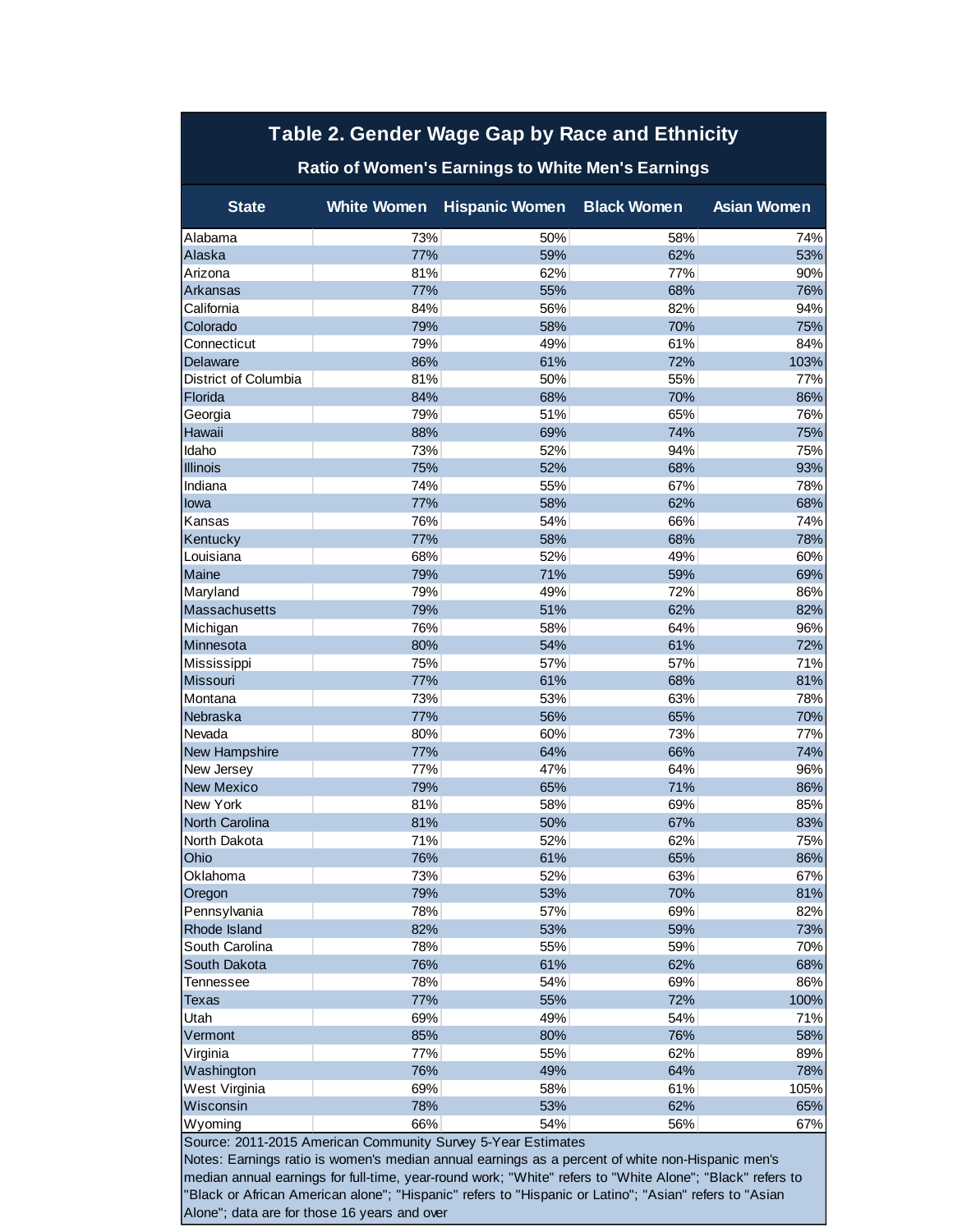## Table 2. Gender Wage Gap by Race and Ethnicity

### Ratio of Women's Earnings to White Men's Earnings

| State | White Women | Hispanic Women | Black Women | Asian Women |
|---|---|---|---|---|
| Alabama | 73% | 50% | 58% | 74% |
| Alaska | 77% | 59% | 62% | 53% |
| Arizona | 81% | 62% | 77% | 90% |
| Arkansas | 77% | 55% | 68% | 76% |
| California | 84% | 56% | 82% | 94% |
| Colorado | 79% | 58% | 70% | 75% |
| Connecticut | 79% | 49% | 61% | 84% |
| Delaware | 86% | 61% | 72% | 103% |
| District of Columbia | 81% | 50% | 55% | 77% |
| Florida | 84% | 68% | 70% | 86% |
| Georgia | 79% | 51% | 65% | 76% |
| Hawaii | 88% | 69% | 74% | 75% |
| Idaho | 73% | 52% | 94% | 75% |
| Illinois | 75% | 52% | 68% | 93% |
| Indiana | 74% | 55% | 67% | 78% |
| Iowa | 77% | 58% | 62% | 68% |
| Kansas | 76% | 54% | 66% | 74% |
| Kentucky | 77% | 58% | 68% | 78% |
| Louisiana | 68% | 52% | 49% | 60% |
| Maine | 79% | 71% | 59% | 69% |
| Maryland | 79% | 49% | 72% | 86% |
| Massachusetts | 79% | 51% | 62% | 82% |
| Michigan | 76% | 58% | 64% | 96% |
| Minnesota | 80% | 54% | 61% | 72% |
| Mississippi | 75% | 57% | 57% | 71% |
| Missouri | 77% | 61% | 68% | 81% |
| Montana | 73% | 53% | 63% | 78% |
| Nebraska | 77% | 56% | 65% | 70% |
| Nevada | 80% | 60% | 73% | 77% |
| New Hampshire | 77% | 64% | 66% | 74% |
| New Jersey | 77% | 47% | 64% | 96% |
| New Mexico | 79% | 65% | 71% | 86% |
| New York | 81% | 58% | 69% | 85% |
| North Carolina | 81% | 50% | 67% | 83% |
| North Dakota | 71% | 52% | 62% | 75% |
| Ohio | 76% | 61% | 65% | 86% |
| Oklahoma | 73% | 52% | 63% | 67% |
| Oregon | 79% | 53% | 70% | 81% |
| Pennsylvania | 78% | 57% | 69% | 82% |
| Rhode Island | 82% | 53% | 59% | 73% |
| South Carolina | 78% | 55% | 59% | 70% |
| South Dakota | 76% | 61% | 62% | 68% |
| Tennessee | 78% | 54% | 69% | 86% |
| Texas | 77% | 55% | 72% | 100% |
| Utah | 69% | 49% | 54% | 71% |
| Vermont | 85% | 80% | 76% | 58% |
| Virginia | 77% | 55% | 62% | 89% |
| Washington | 76% | 49% | 64% | 78% |
| West Virginia | 69% | 58% | 61% | 105% |
| Wisconsin | 78% | 53% | 62% | 65% |
| Wyoming | 66% | 54% | 56% | 67% |

Source: 2011-2015 American Community Survey 5-Year Estimates

Notes: Earnings ratio is women's median annual earnings as a percent of white non-Hispanic men's median annual earnings for full-time, year-round work; "White" refers to "White Alone"; "Black" refers to "Black or African American alone"; "Hispanic" refers to "Hispanic or Latino"; "Asian" refers to "Asian Alone"; data are for those 16 years and over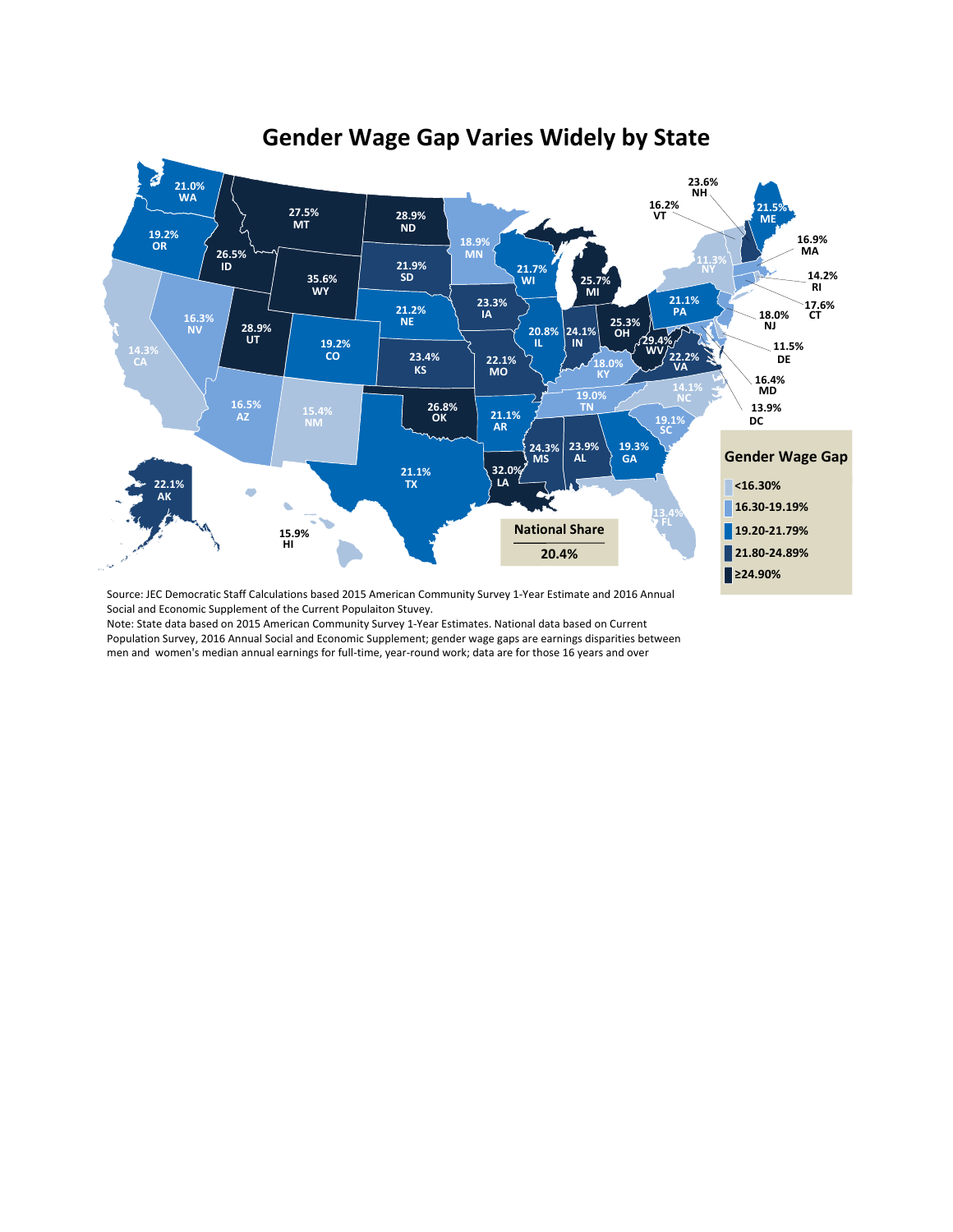# Gender Wage Gap Varies Widely by State

| State | Gender Wage Gap |
|---|---|
| WA | 21.0% |
| OR | 19.2% |
| CA | 14.3% |
| ID | 26.5% |
| NV | 16.3% |
| MT | 27.5% |
| WY | 35.6% |
| UT | 28.9% |
| AZ | 16.5% |
| CO | 19.2% |
| NM | 15.4% |
| ND | 28.9% |
| SD | 21.9% |
| NE | 21.2% |
| KS | 23.4% |
| OK | 26.8% |
| TX | 21.1% |
| MN | 18.9% |
| IA | 23.3% |
| MO | 22.1% |
| AR | 21.1% |
| LA | 32.0% |
| WI | 21.7% |
| IL | 20.8% |
| MI | 25.7% |
| IN | 24.1% |
| OH | 25.3% |
| KY | 18.0% |
| TN | 19.0% |
| MS | 24.3% |
| AL | 23.9% |
| GA | 19.3% |
| FL | 13.4% |
| SC | 19.1% |
| NC | 14.1% |
| VA | 22.2% |
| WV | 29.4% |
| PA | 21.1% |
| NY | 11.3% |
| VT | 16.2% |
| NH | 23.6% |
| ME | 21.5% |
| MA | 16.9% |
| RI | 14.2% |
| CT | 17.6% |
| NJ | 18.0% |
| DE | 11.5% |
| MD | 16.4% |
| DC | 13.9% |
| AK | 22.1% |
| HI | 15.9% |

**Gender Wage Gap**

- <16.30%
- 16.30-19.19%
- 19.20-21.79%
- 21.80-24.89%
- ≥24.90%

**National Share**

**20.4%**

Source: JEC Democratic Staff Calculations based 2015 American Community Survey 1-Year Estimate and 2016 Annual Social and Economic Supplement of the Current Populaiton Stuvey.

Note: State data based on 2015 American Community Survey 1-Year Estimates. National data based on Current Population Survey, 2016 Annual Social and Economic Supplement; gender wage gaps are earnings disparities between men and women's median annual earnings for full-time, year-round work; data are for those 16 years and over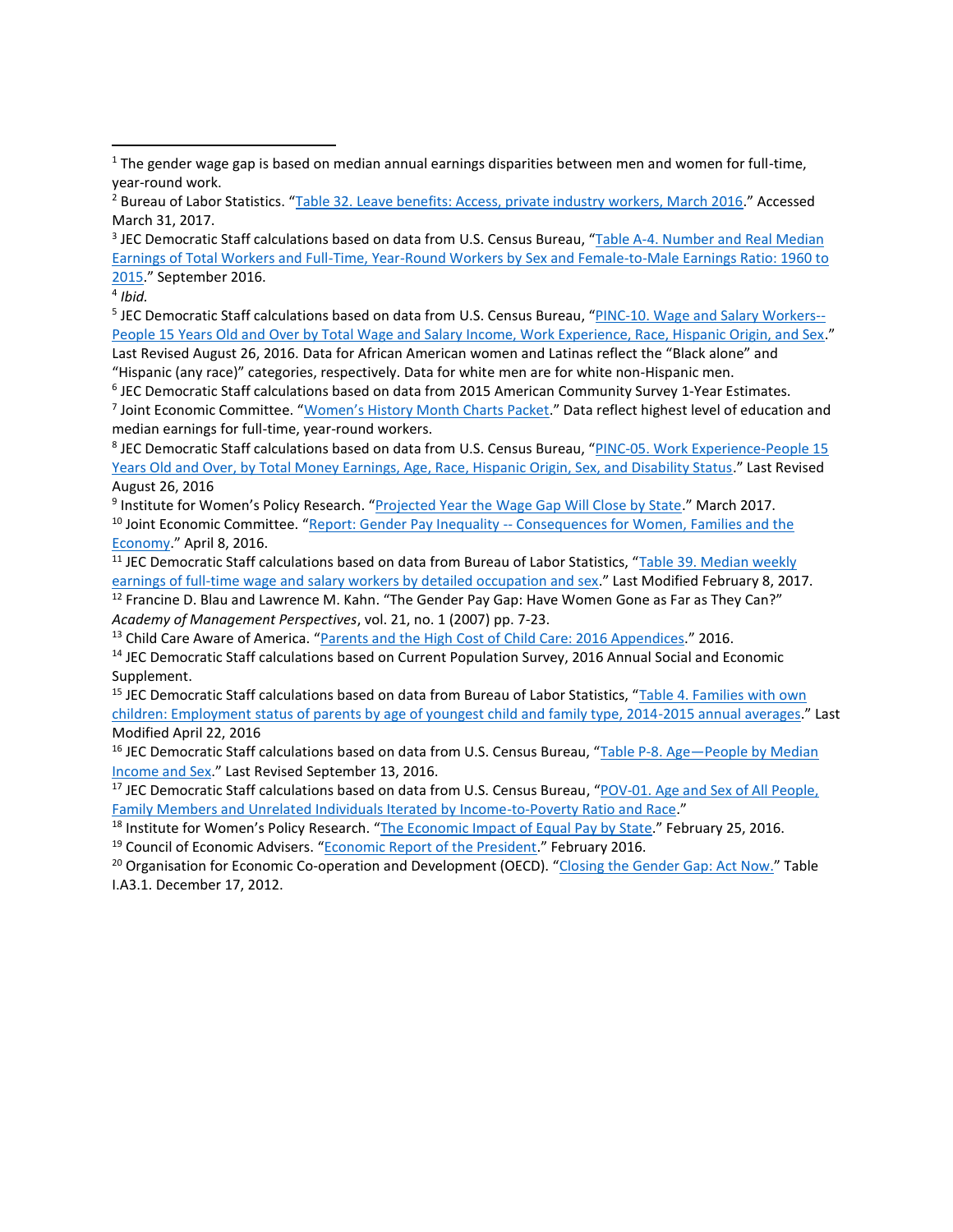---

[1] The gender wage gap is based on median annual earnings disparities between men and women for full-time, year-round work.

[2] Bureau of Labor Statistics. "Table 32. Leave benefits: Access, private industry workers, March 2016." Accessed March 31, 2017.

[3] JEC Democratic Staff calculations based on data from U.S. Census Bureau, "Table A-4. Number and Real Median Earnings of Total Workers and Full-Time, Year-Round Workers by Sex and Female-to-Male Earnings Ratio: 1960 to 2015." September 2016.

[4] *Ibid.*

[5] JEC Democratic Staff calculations based on data from U.S. Census Bureau, "PINC-10. Wage and Salary Workers--People 15 Years Old and Over by Total Wage and Salary Income, Work Experience, Race, Hispanic Origin, and Sex." Last Revised August 26, 2016. Data for African American women and Latinas reflect the "Black alone" and "Hispanic (any race)" categories, respectively. Data for white men are for white non-Hispanic men.

[6] JEC Democratic Staff calculations based on data from 2015 American Community Survey 1-Year Estimates.

[7] Joint Economic Committee. "Women's History Month Charts Packet." Data reflect highest level of education and median earnings for full-time, year-round workers.

[8] JEC Democratic Staff calculations based on data from U.S. Census Bureau, "PINC-05. Work Experience-People 15 Years Old and Over, by Total Money Earnings, Age, Race, Hispanic Origin, Sex, and Disability Status." Last Revised August 26, 2016

[9] Institute for Women's Policy Research. "Projected Year the Wage Gap Will Close by State." March 2017.

[10] Joint Economic Committee. "Report: Gender Pay Inequality -- Consequences for Women, Families and the Economy." April 8, 2016.

[11] JEC Democratic Staff calculations based on data from Bureau of Labor Statistics, "Table 39. Median weekly earnings of full-time wage and salary workers by detailed occupation and sex." Last Modified February 8, 2017.

[12] Francine D. Blau and Lawrence M. Kahn. "The Gender Pay Gap: Have Women Gone as Far as They Can?" *Academy of Management Perspectives*, vol. 21, no. 1 (2007) pp. 7-23.

[13] Child Care Aware of America. "Parents and the High Cost of Child Care: 2016 Appendices." 2016.

[14] JEC Democratic Staff calculations based on Current Population Survey, 2016 Annual Social and Economic Supplement.

[15] JEC Democratic Staff calculations based on data from Bureau of Labor Statistics, "Table 4. Families with own children: Employment status of parents by age of youngest child and family type, 2014-2015 annual averages." Last Modified April 22, 2016

[16] JEC Democratic Staff calculations based on data from U.S. Census Bureau, "Table P-8. Age—People by Median Income and Sex." Last Revised September 13, 2016.

[17] JEC Democratic Staff calculations based on data from U.S. Census Bureau, "POV-01. Age and Sex of All People, Family Members and Unrelated Individuals Iterated by Income-to-Poverty Ratio and Race."

[18] Institute for Women's Policy Research. "The Economic Impact of Equal Pay by State." February 25, 2016.

[19] Council of Economic Advisers. "Economic Report of the President." February 2016.

[20] Organisation for Economic Co-operation and Development (OECD). "Closing the Gender Gap: Act Now." Table I.A3.1. December 17, 2012.